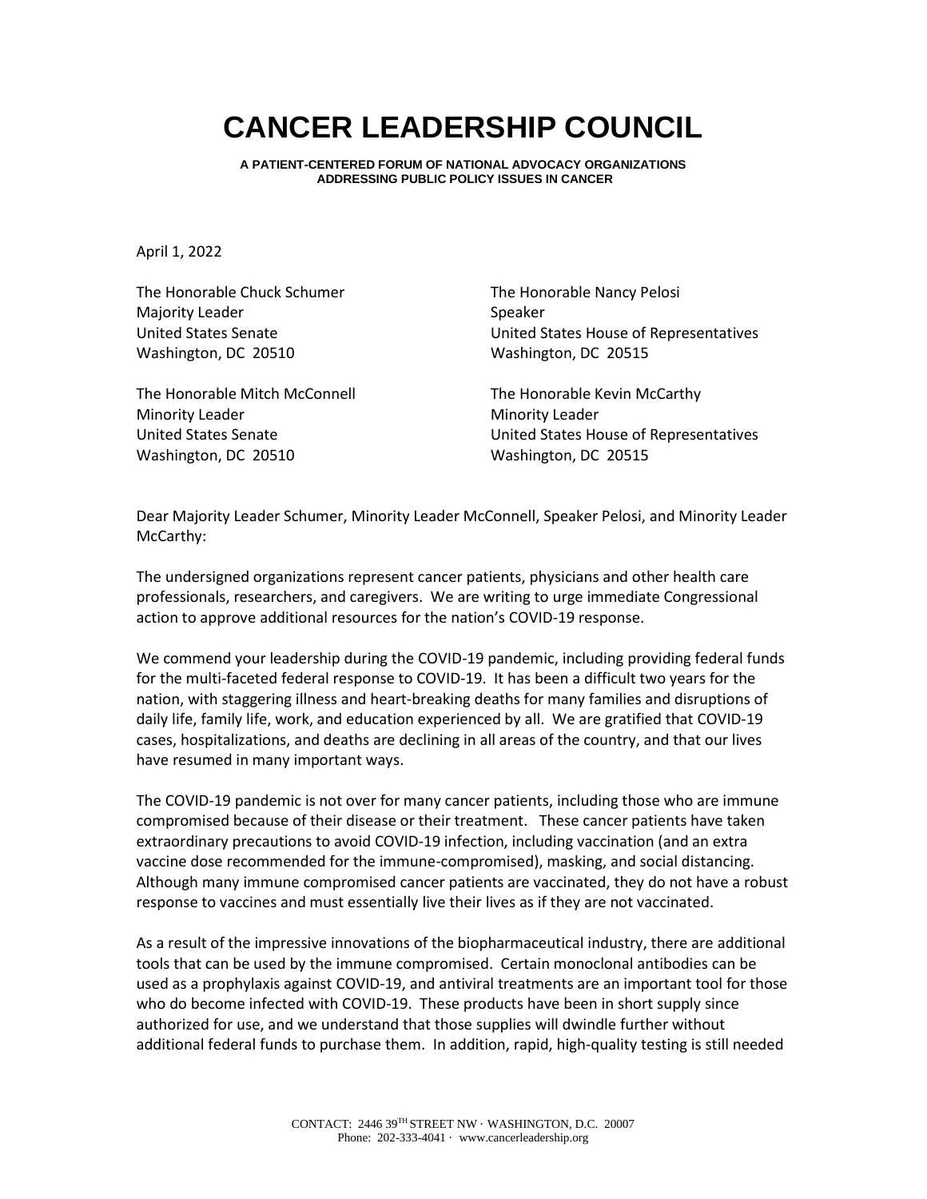# CANCER LEADERSHIP COUNCIL

**A PATIENT-CENTERED FORUM OF NATIONAL ADVOCACY ORGANIZATIONS ADDRESSING PUBLIC POLICY ISSUES IN CANCER**

April 1, 2022

The Honorable Chuck Schumer
Majority Leader
United States Senate
Washington, DC 20510

The Honorable Mitch McConnell
Minority Leader
United States Senate
Washington, DC 20510

The Honorable Nancy Pelosi
Speaker
United States House of Representatives
Washington, DC 20515

The Honorable Kevin McCarthy
Minority Leader
United States House of Representatives
Washington, DC 20515

Dear Majority Leader Schumer, Minority Leader McConnell, Speaker Pelosi, and Minority Leader McCarthy:

The undersigned organizations represent cancer patients, physicians and other health care professionals, researchers, and caregivers. We are writing to urge immediate Congressional action to approve additional resources for the nation's COVID-19 response.

We commend your leadership during the COVID-19 pandemic, including providing federal funds for the multi-faceted federal response to COVID-19. It has been a difficult two years for the nation, with staggering illness and heart-breaking deaths for many families and disruptions of daily life, family life, work, and education experienced by all. We are gratified that COVID-19 cases, hospitalizations, and deaths are declining in all areas of the country, and that our lives have resumed in many important ways.

The COVID-19 pandemic is not over for many cancer patients, including those who are immune compromised because of their disease or their treatment. These cancer patients have taken extraordinary precautions to avoid COVID-19 infection, including vaccination (and an extra vaccine dose recommended for the immune-compromised), masking, and social distancing. Although many immune compromised cancer patients are vaccinated, they do not have a robust response to vaccines and must essentially live their lives as if they are not vaccinated.

As a result of the impressive innovations of the biopharmaceutical industry, there are additional tools that can be used by the immune compromised. Certain monoclonal antibodies can be used as a prophylaxis against COVID-19, and antiviral treatments are an important tool for those who do become infected with COVID-19. These products have been in short supply since authorized for use, and we understand that those supplies will dwindle further without additional federal funds to purchase them. In addition, rapid, high-quality testing is still needed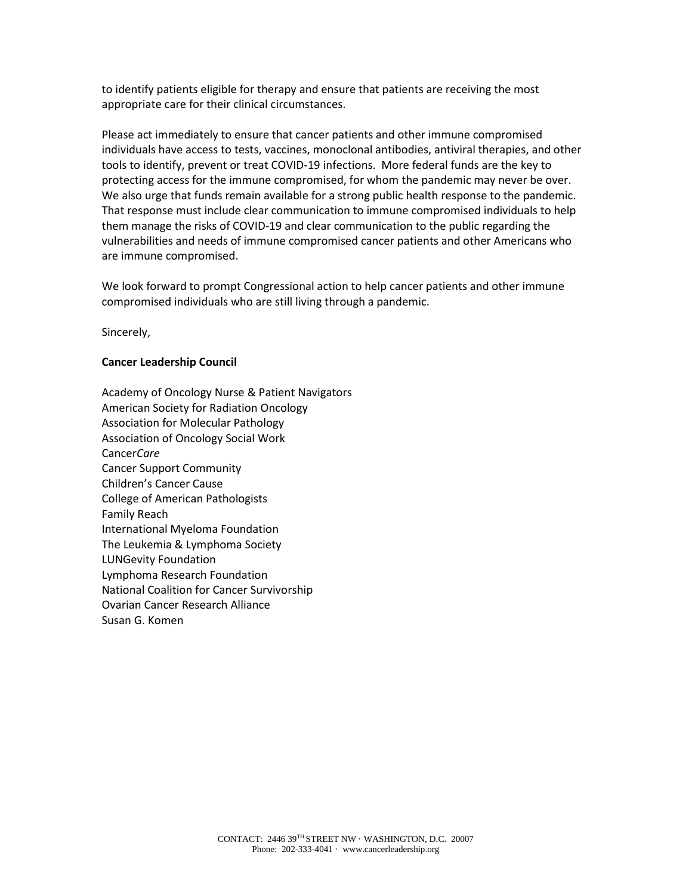to identify patients eligible for therapy and ensure that patients are receiving the most appropriate care for their clinical circumstances.

Please act immediately to ensure that cancer patients and other immune compromised individuals have access to tests, vaccines, monoclonal antibodies, antiviral therapies, and other tools to identify, prevent or treat COVID-19 infections. More federal funds are the key to protecting access for the immune compromised, for whom the pandemic may never be over. We also urge that funds remain available for a strong public health response to the pandemic. That response must include clear communication to immune compromised individuals to help them manage the risks of COVID-19 and clear communication to the public regarding the vulnerabilities and needs of immune compromised cancer patients and other Americans who are immune compromised.

We look forward to prompt Congressional action to help cancer patients and other immune compromised individuals who are still living through a pandemic.

Sincerely,

**Cancer Leadership Council**

Academy of Oncology Nurse & Patient Navigators
American Society for Radiation Oncology
Association for Molecular Pathology
Association of Oncology Social Work
Cancer*Care*
Cancer Support Community
Children's Cancer Cause
College of American Pathologists
Family Reach
International Myeloma Foundation
The Leukemia & Lymphoma Society
LUNGevity Foundation
Lymphoma Research Foundation
National Coalition for Cancer Survivorship
Ovarian Cancer Research Alliance
Susan G. Komen

CONTACT: 2446 39TH STREET NW · WASHINGTON, D.C. 20007
Phone: 202-333-4041 · www.cancerleadership.org